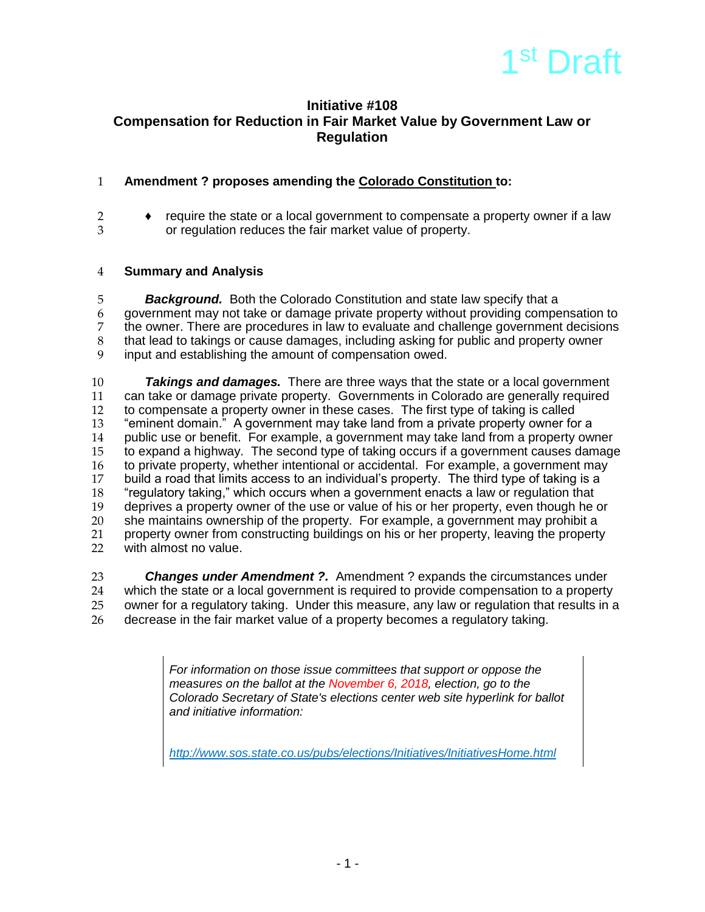1st Draft

**Initiative #108**
**Compensation for Reduction in Fair Market Value by Government Law or Regulation**

**Amendment ? proposes amending the Colorado Constitution to:**

- require the state or a local government to compensate a property owner if a law or regulation reduces the fair market value of property.

**Summary and Analysis**

***Background.*** Both the Colorado Constitution and state law specify that a government may not take or damage private property without providing compensation to the owner. There are procedures in law to evaluate and challenge government decisions that lead to takings or cause damages, including asking for public and property owner input and establishing the amount of compensation owed.

***Takings and damages.*** There are three ways that the state or a local government can take or damage private property. Governments in Colorado are generally required to compensate a property owner in these cases. The first type of taking is called "eminent domain." A government may take land from a private property owner for a public use or benefit. For example, a government may take land from a property owner to expand a highway. The second type of taking occurs if a government causes damage to private property, whether intentional or accidental. For example, a government may build a road that limits access to an individual's property. The third type of taking is a "regulatory taking," which occurs when a government enacts a law or regulation that deprives a property owner of the use or value of his or her property, even though he or she maintains ownership of the property. For example, a government may prohibit a property owner from constructing buildings on his or her property, leaving the property with almost no value.

***Changes under Amendment ?.*** Amendment ? expands the circumstances under which the state or a local government is required to provide compensation to a property owner for a regulatory taking. Under this measure, any law or regulation that results in a decrease in the fair market value of a property becomes a regulatory taking.

*For information on those issue committees that support or oppose the measures on the ballot at the November 6, 2018, election, go to the Colorado Secretary of State's elections center web site hyperlink for ballot and initiative information:*

*http://www.sos.state.co.us/pubs/elections/Initiatives/InitiativesHome.html*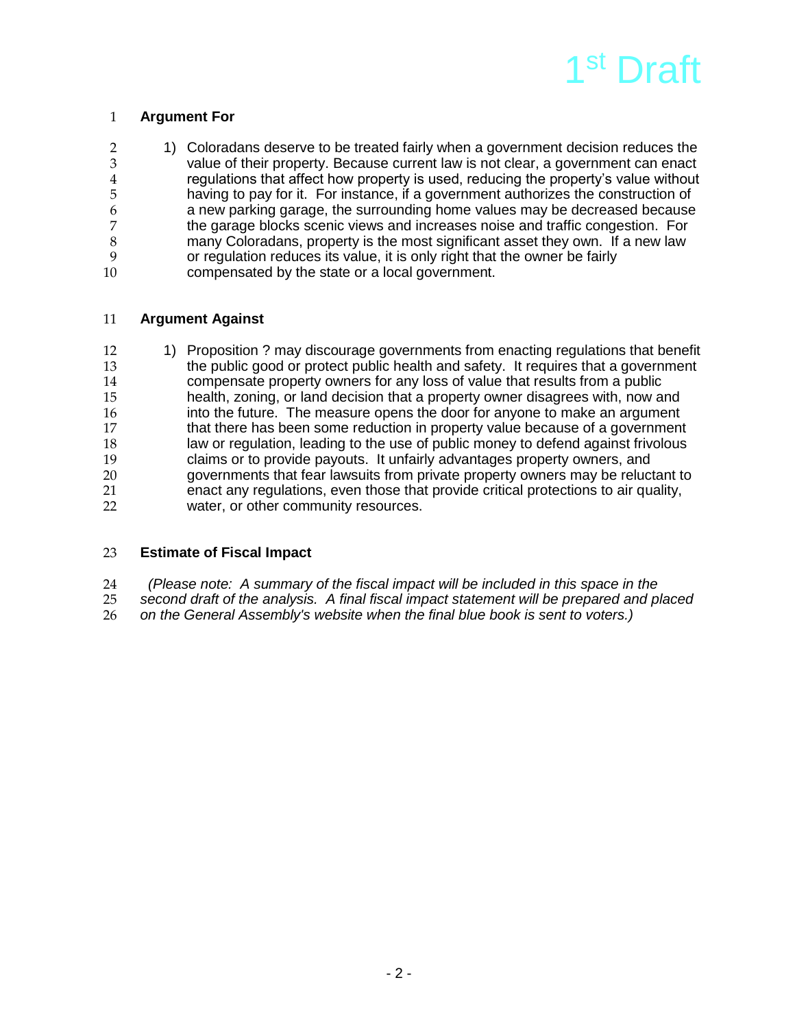1st Draft

## Argument For

1) Coloradans deserve to be treated fairly when a government decision reduces the value of their property. Because current law is not clear, a government can enact regulations that affect how property is used, reducing the property's value without having to pay for it. For instance, if a government authorizes the construction of a new parking garage, the surrounding home values may be decreased because the garage blocks scenic views and increases noise and traffic congestion. For many Coloradans, property is the most significant asset they own. If a new law or regulation reduces its value, it is only right that the owner be fairly compensated by the state or a local government.

## Argument Against

1) Proposition ? may discourage governments from enacting regulations that benefit the public good or protect public health and safety. It requires that a government compensate property owners for any loss of value that results from a public health, zoning, or land decision that a property owner disagrees with, now and into the future. The measure opens the door for anyone to make an argument that there has been some reduction in property value because of a government law or regulation, leading to the use of public money to defend against frivolous claims or to provide payouts. It unfairly advantages property owners, and governments that fear lawsuits from private property owners may be reluctant to enact any regulations, even those that provide critical protections to air quality, water, or other community resources.

## Estimate of Fiscal Impact

*(Please note: A summary of the fiscal impact will be included in this space in the second draft of the analysis. A final fiscal impact statement will be prepared and placed on the General Assembly's website when the final blue book is sent to voters.)*